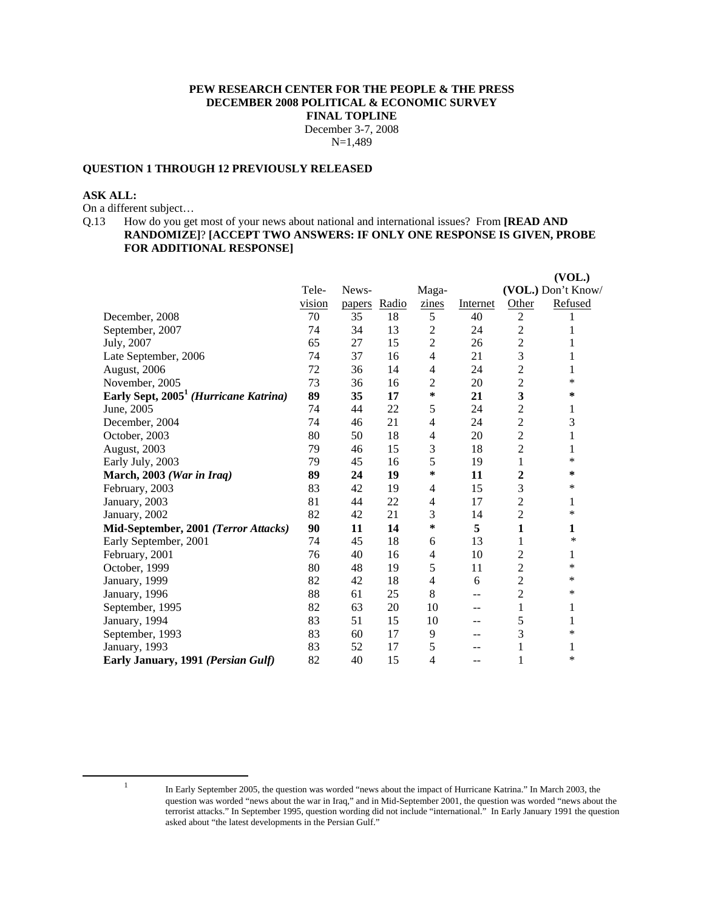**PEW RESEARCH CENTER FOR THE PEOPLE & THE PRESS**
**DECEMBER 2008 POLITICAL & ECONOMIC SURVEY**
**FINAL TOPLINE**
December 3-7, 2008
N=1,489

**QUESTION 1 THROUGH 12 PREVIOUSLY RELEASED**

**ASK ALL:**
On a different subject…
Q.13 How do you get most of your news about national and international issues? From **[READ AND RANDOMIZE]**? **[ACCEPT TWO ANSWERS: IF ONLY ONE RESPONSE IS GIVEN, PROBE FOR ADDITIONAL RESPONSE]**

| | Tele-vision | News-papers | Radio | Maga-zines | Internet | (VOL.) Other | (VOL.) Don't Know/ Refused |
|---|---|---|---|---|---|---|---|
| December, 2008 | 70 | 35 | 18 | 5 | 40 | 2 | 1 |
| September, 2007 | 74 | 34 | 13 | 2 | 24 | 2 | 1 |
| July, 2007 | 65 | 27 | 15 | 2 | 26 | 2 | 1 |
| Late September, 2006 | 74 | 37 | 16 | 4 | 21 | 3 | 1 |
| August, 2006 | 72 | 36 | 14 | 4 | 24 | 2 | 1 |
| November, 2005 | 73 | 36 | 16 | 2 | 20 | 2 | * |
| **Early Sept, 2005[1] *(Hurricane Katrina)*** | **89** | **35** | **17** | ***** | **21** | **3** | ***** |
| June, 2005 | 74 | 44 | 22 | 5 | 24 | 2 | 1 |
| December, 2004 | 74 | 46 | 21 | 4 | 24 | 2 | 3 |
| October, 2003 | 80 | 50 | 18 | 4 | 20 | 2 | 1 |
| August, 2003 | 79 | 46 | 15 | 3 | 18 | 2 | 1 |
| Early July, 2003 | 79 | 45 | 16 | 5 | 19 | 1 | * |
| **March, 2003 *(War in Iraq)*** | **89** | **24** | **19** | ***** | **11** | **2** | ***** |
| February, 2003 | 83 | 42 | 19 | 4 | 15 | 3 | * |
| January, 2003 | 81 | 44 | 22 | 4 | 17 | 2 | 1 |
| January, 2002 | 82 | 42 | 21 | 3 | 14 | 2 | * |
| **Mid-September, 2001 *(Terror Attacks)*** | **90** | **11** | **14** | ***** | **5** | **1** | **1** |
| Early September, 2001 | 74 | 45 | 18 | 6 | 13 | 1 | * |
| February, 2001 | 76 | 40 | 16 | 4 | 10 | 2 | 1 |
| October, 1999 | 80 | 48 | 19 | 5 | 11 | 2 | * |
| January, 1999 | 82 | 42 | 18 | 4 | 6 | 2 | * |
| January, 1996 | 88 | 61 | 25 | 8 | -- | 2 | * |
| September, 1995 | 82 | 63 | 20 | 10 | -- | 1 | 1 |
| January, 1994 | 83 | 51 | 15 | 10 | -- | 5 | 1 |
| September, 1993 | 83 | 60 | 17 | 9 | -- | 3 | * |
| January, 1993 | 83 | 52 | 17 | 5 | -- | 1 | 1 |
| **Early January, 1991 *(Persian Gulf)*** | 82 | 40 | 15 | 4 | -- | 1 | * |

[1] In Early September 2005, the question was worded "news about the impact of Hurricane Katrina." In March 2003, the question was worded "news about the war in Iraq," and in Mid-September 2001, the question was worded "news about the terrorist attacks." In September 1995, question wording did not include "international." In Early January 1991 the question asked about "the latest developments in the Persian Gulf."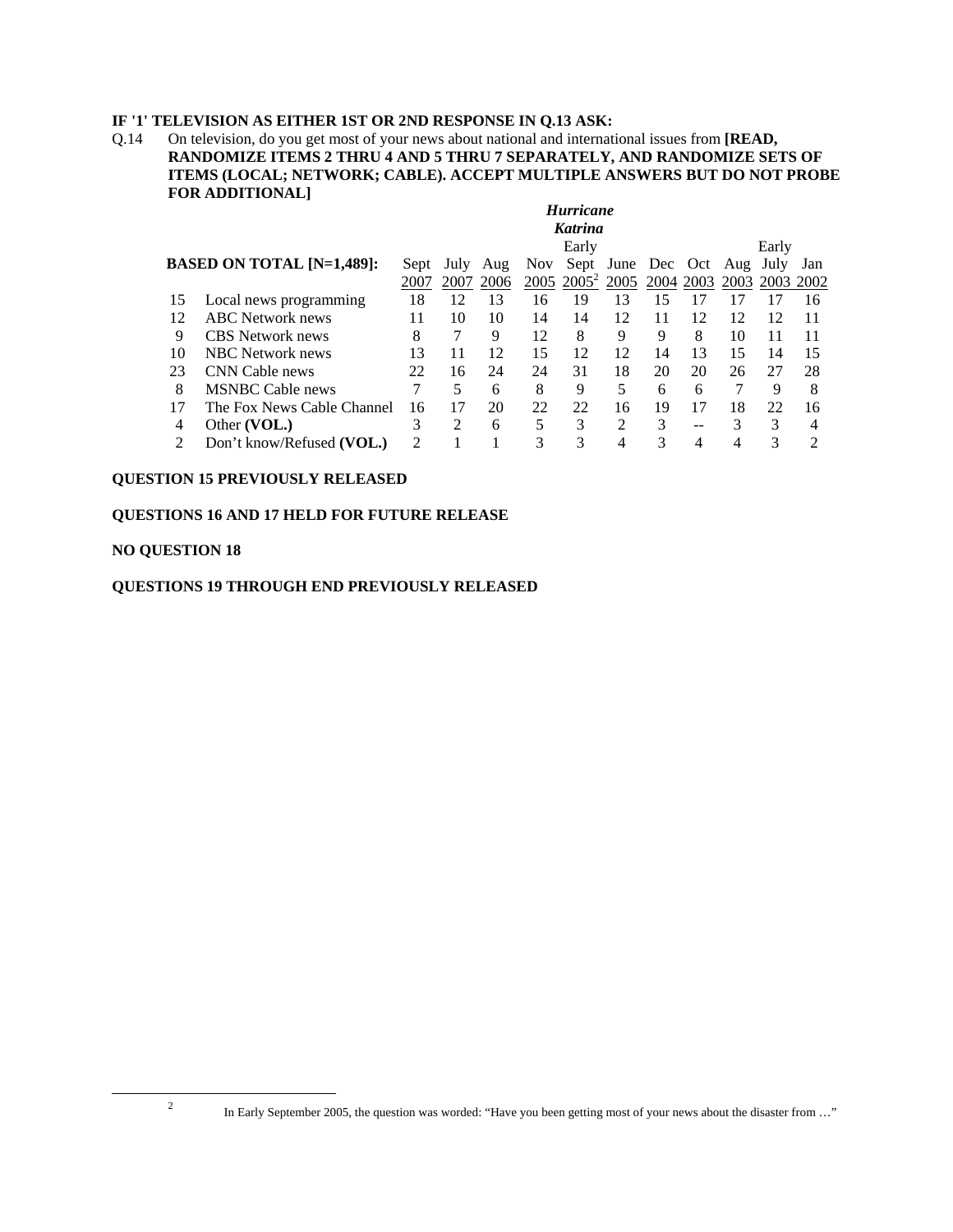**IF '1' TELEVISION AS EITHER 1ST OR 2ND RESPONSE IN Q.13 ASK:**

Q.14 On television, do you get most of your news about national and international issues from **[READ, RANDOMIZE ITEMS 2 THRU 4 AND 5 THRU 7 SEPARATELY, AND RANDOMIZE SETS OF ITEMS (LOCAL; NETWORK; CABLE). ACCEPT MULTIPLE ANSWERS BUT DO NOT PROBE FOR ADDITIONAL]**

| | | | | | | *Hurricane Katrina* | | | | | | |
|---|---|---|---|---|---|---|---|---|---|---|---|---|
| | | | | | | Early | | | | | Early | |
| | **BASED ON TOTAL [N=1,489]:** | Sept 2007 | July 2007 | Aug 2006 | Nov 2005 | Sept 2005[2] | June 2005 | Dec 2004 | Oct 2003 | Aug 2003 | July 2003 | Jan 2002 |
| 15 | Local news programming | 18 | 12 | 13 | 16 | 19 | 13 | 15 | 17 | 17 | 17 | 16 |
| 12 | ABC Network news | 11 | 10 | 10 | 14 | 14 | 12 | 11 | 12 | 12 | 12 | 11 |
| 9 | CBS Network news | 8 | 7 | 9 | 12 | 8 | 9 | 9 | 8 | 10 | 11 | 11 |
| 10 | NBC Network news | 13 | 11 | 12 | 15 | 12 | 12 | 14 | 13 | 15 | 14 | 15 |
| 23 | CNN Cable news | 22 | 16 | 24 | 24 | 31 | 18 | 20 | 20 | 26 | 27 | 28 |
| 8 | MSNBC Cable news | 7 | 5 | 6 | 8 | 9 | 5 | 6 | 6 | 7 | 9 | 8 |
| 17 | The Fox News Cable Channel | 16 | 17 | 20 | 22 | 22 | 16 | 19 | 17 | 18 | 22 | 16 |
| 4 | Other **(VOL.)** | 3 | 2 | 6 | 5 | 3 | 2 | 3 | -- | 3 | 3 | 4 |
| 2 | Don't know/Refused **(VOL.)** | 2 | 1 | 1 | 3 | 3 | 4 | 3 | 4 | 4 | 3 | 2 |

**QUESTION 15 PREVIOUSLY RELEASED**

**QUESTIONS 16 AND 17 HELD FOR FUTURE RELEASE**

**NO QUESTION 18**

**QUESTIONS 19 THROUGH END PREVIOUSLY RELEASED**

[2] In Early September 2005, the question was worded: "Have you been getting most of your news about the disaster from …"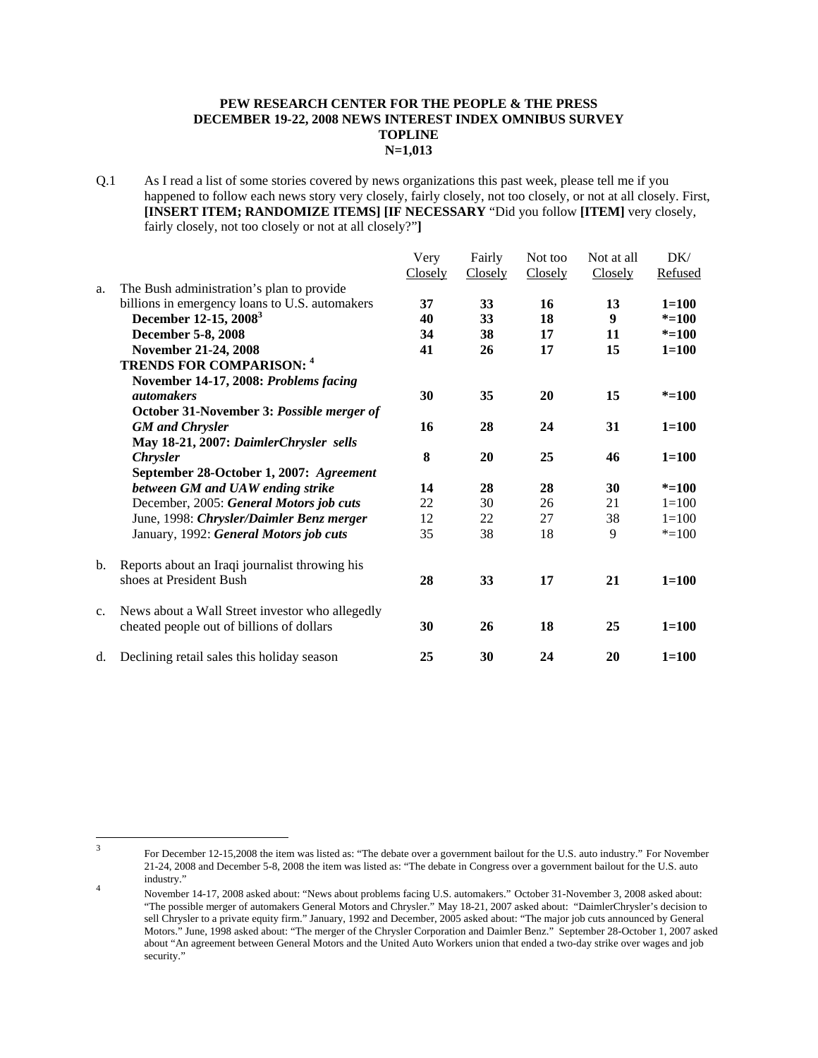**PEW RESEARCH CENTER FOR THE PEOPLE & THE PRESS**
**DECEMBER 19-22, 2008 NEWS INTEREST INDEX OMNIBUS SURVEY**
**TOPLINE**
**N=1,013**

Q.1 As I read a list of some stories covered by news organizations this past week, please tell me if you happened to follow each news story very closely, fairly closely, not too closely, or not at all closely. First, **[INSERT ITEM; RANDOMIZE ITEMS] [IF NECESSARY** "Did you follow **[ITEM]** very closely, fairly closely, not too closely or not at all closely?"**]**

| | | Very Closely | Fairly Closely | Not too Closely | Not at all Closely | DK/ Refused |
|---|---|---|---|---|---|---|
| a. | The Bush administration's plan to provide billions in emergency loans to U.S. automakers | **37** | **33** | **16** | **13** | **1=100** |
| | **December 12-15, 2008**[3] | **40** | **33** | **18** | **9** | **\*=100** |
| | **December 5-8, 2008** | **34** | **38** | **17** | **11** | **\*=100** |
| | **November 21-24, 2008** | **41** | **26** | **17** | **15** | **1=100** |
| | **TRENDS FOR COMPARISON:** [4] | | | | | |
| | **November 14-17, 2008:** ***Problems facing automakers*** | **30** | **35** | **20** | **15** | **\*=100** |
| | **October 31-November 3:** ***Possible merger of GM and Chrysler*** | **16** | **28** | **24** | **31** | **1=100** |
| | **May 18-21, 2007:** ***DaimlerChrysler sells Chrysler*** | **8** | **20** | **25** | **46** | **1=100** |
| | **September 28-October 1, 2007:** ***Agreement between GM and UAW ending strike*** | **14** | **28** | **28** | **30** | **\*=100** |
| | December, 2005: ***General Motors job cuts*** | 22 | 30 | 26 | 21 | 1=100 |
| | June, 1998: ***Chrysler/Daimler Benz merger*** | 12 | 22 | 27 | 38 | 1=100 |
| | January, 1992: ***General Motors job cuts*** | 35 | 38 | 18 | 9 | \*=100 |
| b. | Reports about an Iraqi journalist throwing his shoes at President Bush | **28** | **33** | **17** | **21** | **1=100** |
| c. | News about a Wall Street investor who allegedly cheated people out of billions of dollars | **30** | **26** | **18** | **25** | **1=100** |
| d. | Declining retail sales this holiday season | **25** | **30** | **24** | **20** | **1=100** |

[3] For December 12-15,2008 the item was listed as: "The debate over a government bailout for the U.S. auto industry." For November 21-24, 2008 and December 5-8, 2008 the item was listed as: "The debate in Congress over a government bailout for the U.S. auto industry."

[4] November 14-17, 2008 asked about: "News about problems facing U.S. automakers." October 31-November 3, 2008 asked about: "The possible merger of automakers General Motors and Chrysler." May 18-21, 2007 asked about: "DaimlerChrysler's decision to sell Chrysler to a private equity firm." January, 1992 and December, 2005 asked about: "The major job cuts announced by General Motors." June, 1998 asked about: "The merger of the Chrysler Corporation and Daimler Benz." September 28-October 1, 2007 asked about "An agreement between General Motors and the United Auto Workers union that ended a two-day strike over wages and job security."